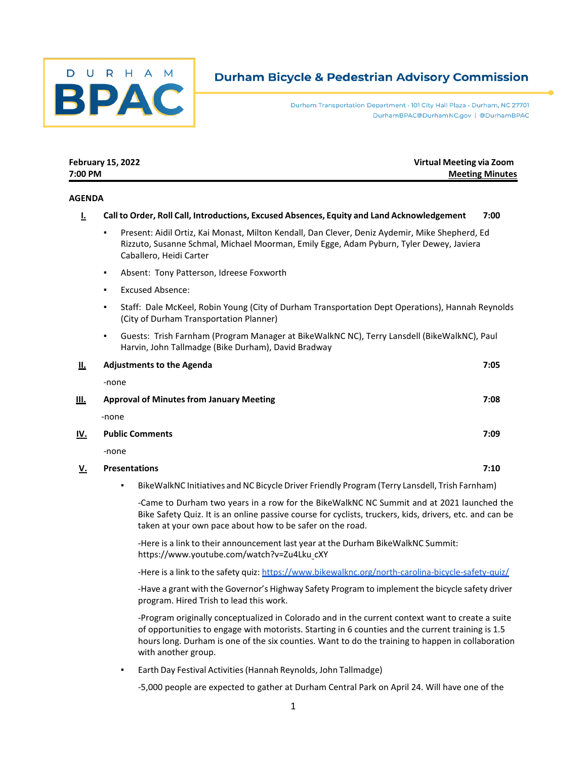DURHAM BPAC

# Durham Bicycle & Pedestrian Advisory Commission

Durham Transportation Department · 101 City Hall Plaza · Durham, NC 27701
DurhamBPAC@DurhamNC.gov | @DurhamBPAC

**February 15, 2022** **Virtual Meeting via Zoom**
**7:00 PM** **Meeting Minutes**

**AGENDA**

**I. Call to Order, Roll Call, Introductions, Excused Absences, Equity and Land Acknowledgement 7:00**

- Present: Aidil Ortiz, Kai Monast, Milton Kendall, Dan Clever, Deniz Aydemir, Mike Shepherd, Ed Rizzuto, Susanne Schmal, Michael Moorman, Emily Egge, Adam Pyburn, Tyler Dewey, Javiera Caballero, Heidi Carter
- Absent: Tony Patterson, Idreese Foxworth
- Excused Absence:
- Staff: Dale McKeel, Robin Young (City of Durham Transportation Dept Operations), Hannah Reynolds (City of Durham Transportation Planner)
- Guests: Trish Farnham (Program Manager at BikeWalkNC NC), Terry Lansdell (BikeWalkNC), Paul Harvin, John Tallmadge (Bike Durham), David Bradway

**II. Adjustments to the Agenda 7:05**

-none

**III. Approval of Minutes from January Meeting 7:08**

-none

**IV. Public Comments 7:09**

-none

**V. Presentations 7:10**

- BikeWalkNC Initiatives and NC Bicycle Driver Friendly Program (Terry Lansdell, Trish Farnham)

  -Came to Durham two years in a row for the BikeWalkNC NC Summit and at 2021 launched the Bike Safety Quiz. It is an online passive course for cyclists, truckers, kids, drivers, etc. and can be taken at your own pace about how to be safer on the road.

  -Here is a link to their announcement last year at the Durham BikeWalkNC Summit: https://www.youtube.com/watch?v=Zu4Lku_cXY

  -Here is a link to the safety quiz: https://www.bikewalknc.org/north-carolina-bicycle-safety-quiz/

  -Have a grant with the Governor's Highway Safety Program to implement the bicycle safety driver program. Hired Trish to lead this work.

  -Program originally conceptualized in Colorado and in the current context want to create a suite of opportunities to engage with motorists. Starting in 6 counties and the current training is 1.5 hours long. Durham is one of the six counties. Want to do the training to happen in collaboration with another group.

- Earth Day Festival Activities (Hannah Reynolds, John Tallmadge)

  -5,000 people are expected to gather at Durham Central Park on April 24. Will have one of the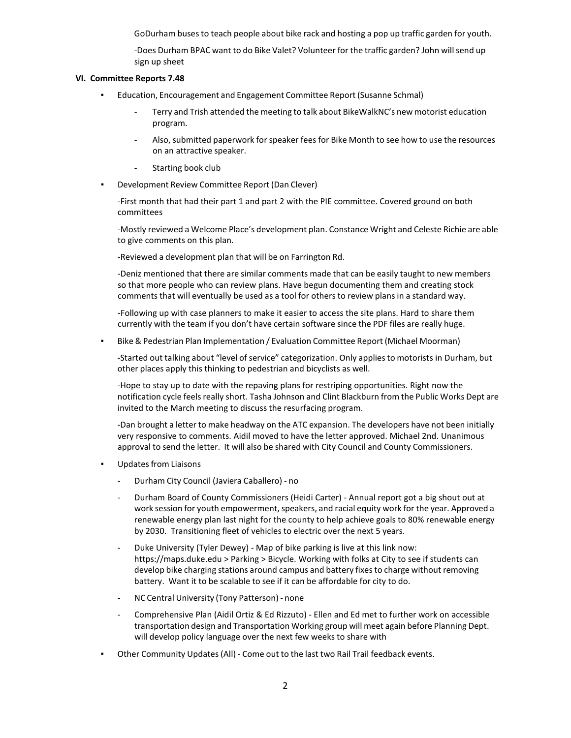GoDurham buses to teach people about bike rack and hosting a pop up traffic garden for youth.

-Does Durham BPAC want to do Bike Valet? Volunteer for the traffic garden? John will send up sign up sheet

**VI. Committee Reports 7.48**

- Education, Encouragement and Engagement Committee Report (Susanne Schmal)
    - Terry and Trish attended the meeting to talk about BikeWalkNC's new motorist education program.
    - Also, submitted paperwork for speaker fees for Bike Month to see how to use the resources on an attractive speaker.
    - Starting book club
- Development Review Committee Report (Dan Clever)

  -First month that had their part 1 and part 2 with the PIE committee. Covered ground on both committees

  -Mostly reviewed a Welcome Place's development plan. Constance Wright and Celeste Richie are able to give comments on this plan.

  -Reviewed a development plan that will be on Farrington Rd.

  -Deniz mentioned that there are similar comments made that can be easily taught to new members so that more people who can review plans. Have begun documenting them and creating stock comments that will eventually be used as a tool for others to review plans in a standard way.

  -Following up with case planners to make it easier to access the site plans. Hard to share them currently with the team if you don't have certain software since the PDF files are really huge.
- Bike & Pedestrian Plan Implementation / Evaluation Committee Report (Michael Moorman)

  -Started out talking about "level of service" categorization. Only applies to motorists in Durham, but other places apply this thinking to pedestrian and bicyclists as well.

  -Hope to stay up to date with the repaving plans for restriping opportunities. Right now the notification cycle feels really short. Tasha Johnson and Clint Blackburn from the Public Works Dept are invited to the March meeting to discuss the resurfacing program.

  -Dan brought a letter to make headway on the ATC expansion. The developers have not been initially very responsive to comments. Aidil moved to have the letter approved. Michael 2nd. Unanimous approval to send the letter. It will also be shared with City Council and County Commissioners.
- Updates from Liaisons
    - Durham City Council (Javiera Caballero) - no
    - Durham Board of County Commissioners (Heidi Carter) - Annual report got a big shout out at work session for youth empowerment, speakers, and racial equity work for the year. Approved a renewable energy plan last night for the county to help achieve goals to 80% renewable energy by 2030. Transitioning fleet of vehicles to electric over the next 5 years.
    - Duke University (Tyler Dewey) - Map of bike parking is live at this link now: https://maps.duke.edu > Parking > Bicycle. Working with folks at City to see if students can develop bike charging stations around campus and battery fixes to charge without removing battery. Want it to be scalable to see if it can be affordable for city to do.
    - NC Central University (Tony Patterson) - none
    - Comprehensive Plan (Aidil Ortiz & Ed Rizzuto) - Ellen and Ed met to further work on accessible transportation design and Transportation Working group will meet again before Planning Dept. will develop policy language over the next few weeks to share with
- Other Community Updates (All) - Come out to the last two Rail Trail feedback events.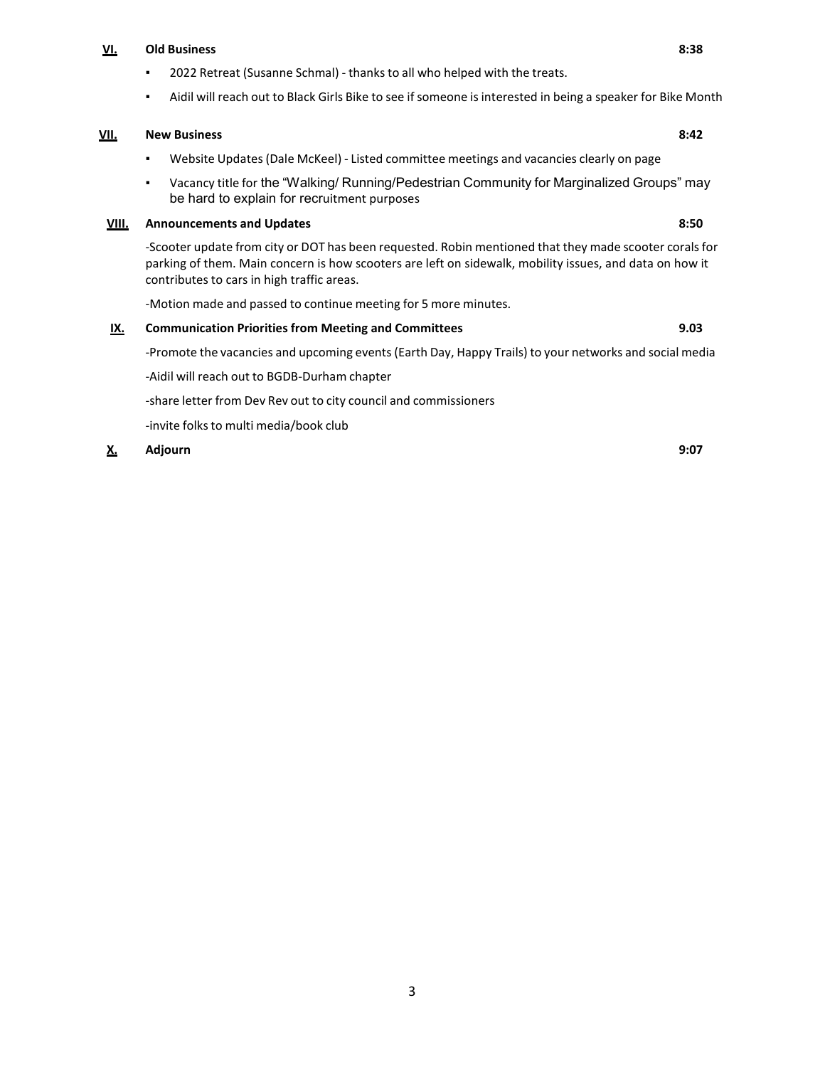## VI. Old Business 8:38

- 2022 Retreat (Susanne Schmal) - thanks to all who helped with the treats.
- Aidil will reach out to Black Girls Bike to see if someone is interested in being a speaker for Bike Month

## VII. New Business 8:42

- Website Updates (Dale McKeel) - Listed committee meetings and vacancies clearly on page
- Vacancy title for the "Walking/ Running/Pedestrian Community for Marginalized Groups" may be hard to explain for recruitment purposes

## VIII. Announcements and Updates 8:50

-Scooter update from city or DOT has been requested. Robin mentioned that they made scooter corals for parking of them. Main concern is how scooters are left on sidewalk, mobility issues, and data on how it contributes to cars in high traffic areas.

-Motion made and passed to continue meeting for 5 more minutes.

## IX. Communication Priorities from Meeting and Committees 9.03

-Promote the vacancies and upcoming events (Earth Day, Happy Trails) to your networks and social media

-Aidil will reach out to BGDB-Durham chapter

-share letter from Dev Rev out to city council and commissioners

-invite folks to multi media/book club

## X. Adjourn 9:07